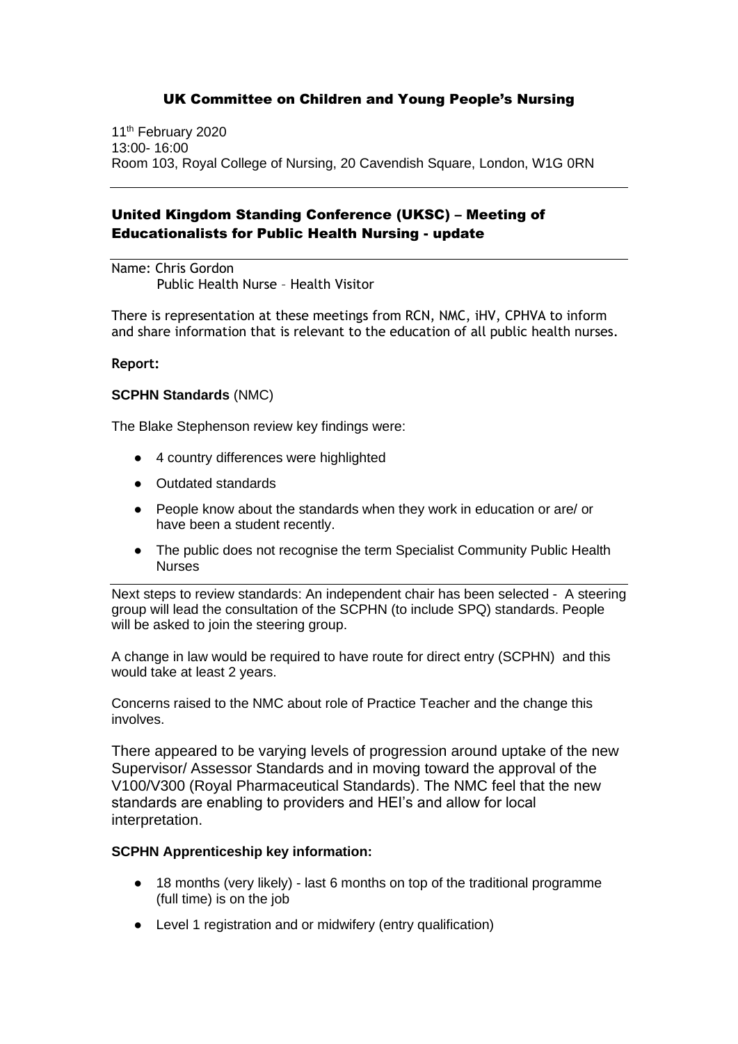## UK Committee on Children and Young People's Nursing

11th February 2020
13:00- 16:00
Room 103, Royal College of Nursing, 20 Cavendish Square, London, W1G 0RN

---

## United Kingdom Standing Conference (UKSC) – Meeting of Educationalists for Public Health Nursing - update

---

Name: Chris Gordon
Public Health Nurse – Health Visitor

There is representation at these meetings from RCN, NMC, iHV, CPHVA to inform and share information that is relevant to the education of all public health nurses.

**Report:**

**SCPHN Standards** (NMC)

The Blake Stephenson review key findings were:

- 4 country differences were highlighted
- Outdated standards
- People know about the standards when they work in education or are/ or have been a student recently.
- The public does not recognise the term Specialist Community Public Health Nurses

---

Next steps to review standards: An independent chair has been selected - A steering group will lead the consultation of the SCPHN (to include SPQ) standards. People will be asked to join the steering group.

A change in law would be required to have route for direct entry (SCPHN) and this would take at least 2 years.

Concerns raised to the NMC about role of Practice Teacher and the change this involves.

There appeared to be varying levels of progression around uptake of the new Supervisor/ Assessor Standards and in moving toward the approval of the V100/V300 (Royal Pharmaceutical Standards). The NMC feel that the new standards are enabling to providers and HEI's and allow for local interpretation.

**SCPHN Apprenticeship key information:**

- 18 months (very likely) - last 6 months on top of the traditional programme (full time) is on the job
- Level 1 registration and or midwifery (entry qualification)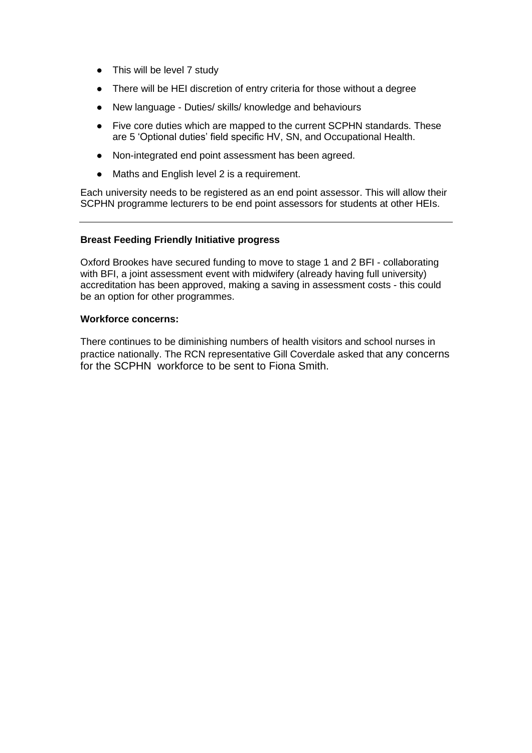- This will be level 7 study
- There will be HEI discretion of entry criteria for those without a degree
- New language - Duties/ skills/ knowledge and behaviours
- Five core duties which are mapped to the current SCPHN standards. These are 5 'Optional duties' field specific HV, SN, and Occupational Health.
- Non-integrated end point assessment has been agreed.
- Maths and English level 2 is a requirement.

Each university needs to be registered as an end point assessor. This will allow their SCPHN programme lecturers to be end point assessors for students at other HEIs.

---

**Breast Feeding Friendly Initiative progress**

Oxford Brookes have secured funding to move to stage 1 and 2 BFI - collaborating with BFI, a joint assessment event with midwifery (already having full university) accreditation has been approved, making a saving in assessment costs - this could be an option for other programmes.

**Workforce concerns:**

There continues to be diminishing numbers of health visitors and school nurses in practice nationally. The RCN representative Gill Coverdale asked that any concerns for the SCPHN workforce to be sent to Fiona Smith.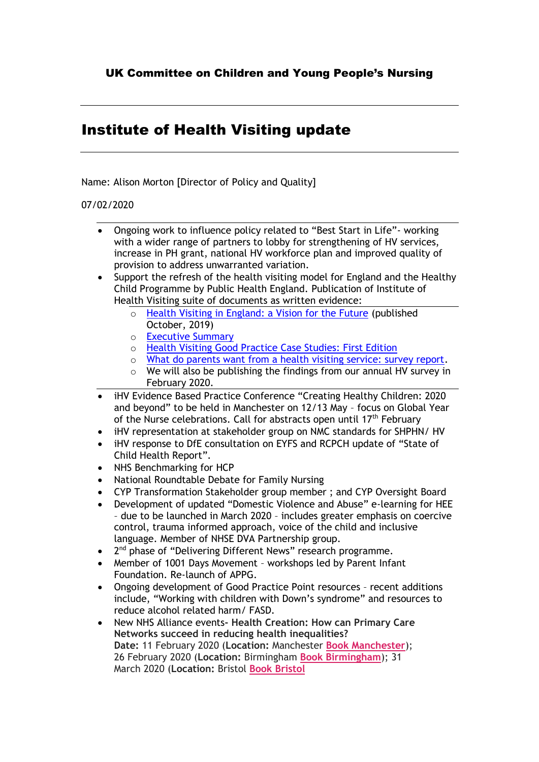**UK Committee on Children and Young People's Nursing**

---

# Institute of Health Visiting update

---

Name: Alison Morton [Director of Policy and Quality]

07/02/2020

- Ongoing work to influence policy related to "Best Start in Life"- working with a wider range of partners to lobby for strengthening of HV services, increase in PH grant, national HV workforce plan and improved quality of provision to address unwarranted variation.
- Support the refresh of the health visiting model for England and the Healthy Child Programme by Public Health England. Publication of Institute of Health Visiting suite of documents as written evidence:
  - Health Visiting in England: a Vision for the Future (published October, 2019)
  - Executive Summary
  - Health Visiting Good Practice Case Studies: First Edition
  - What do parents want from a health visiting service: survey report.
  - We will also be publishing the findings from our annual HV survey in February 2020.
- iHV Evidence Based Practice Conference "Creating Healthy Children: 2020 and beyond" to be held in Manchester on 12/13 May – focus on Global Year of the Nurse celebrations. Call for abstracts open until 17th February
- iHV representation at stakeholder group on NMC standards for SHPHN/ HV
- iHV response to DfE consultation on EYFS and RCPCH update of "State of Child Health Report".
- NHS Benchmarking for HCP
- National Roundtable Debate for Family Nursing
- CYP Transformation Stakeholder group member ; and CYP Oversight Board
- Development of updated "Domestic Violence and Abuse" e-learning for HEE – due to be launched in March 2020 – includes greater emphasis on coercive control, trauma informed approach, voice of the child and inclusive language. Member of NHSE DVA Partnership group.
- 2nd phase of "Delivering Different News" research programme.
- Member of 1001 Days Movement – workshops led by Parent Infant Foundation. Re-launch of APPG.
- Ongoing development of Good Practice Point resources – recent additions include, "Working with children with Down's syndrome" and resources to reduce alcohol related harm/ FASD.
- New NHS Alliance events- **Health Creation: How can Primary Care Networks succeed in reducing health inequalities?**
  **Date:** 11 February 2020 (**Location:** Manchester **Book Manchester**); 26 February 2020 (**Location:** Birmingham **Book Birmingham**); 31 March 2020 (**Location:** Bristol **Book Bristol**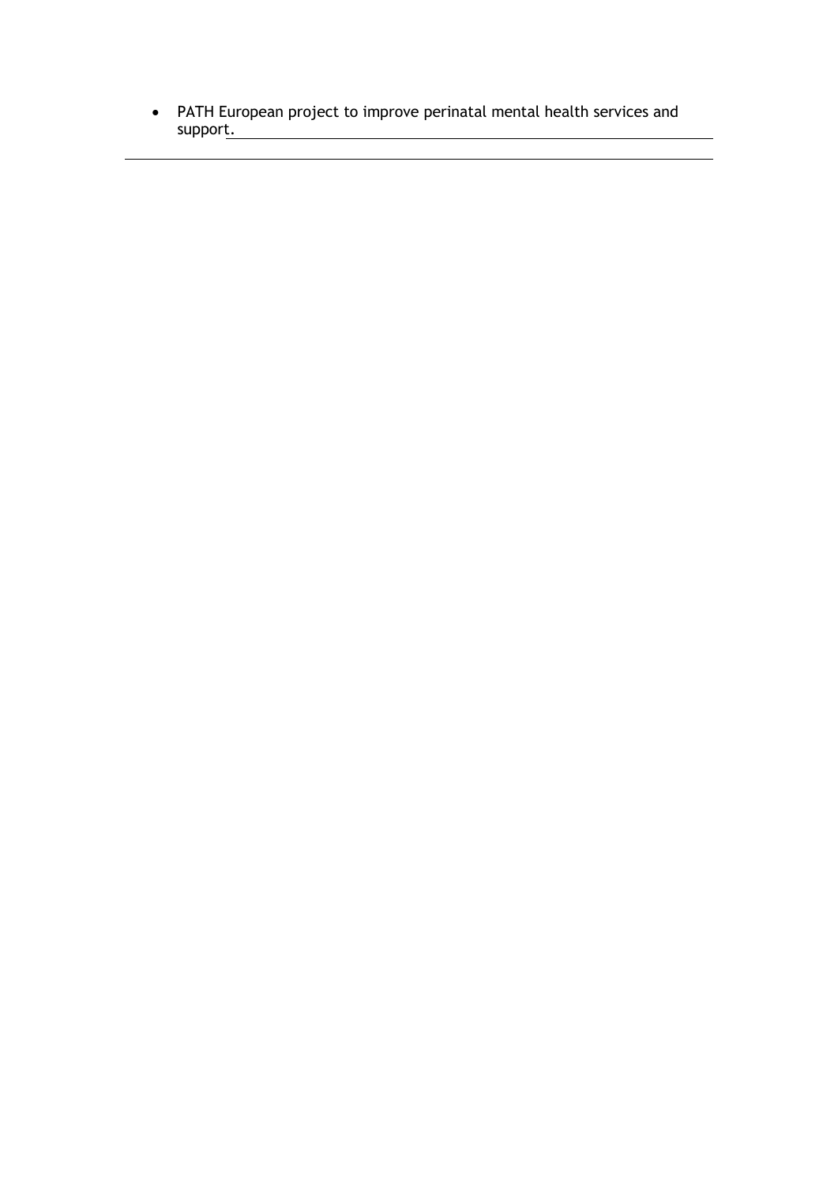- PATH European project to improve perinatal mental health services and support.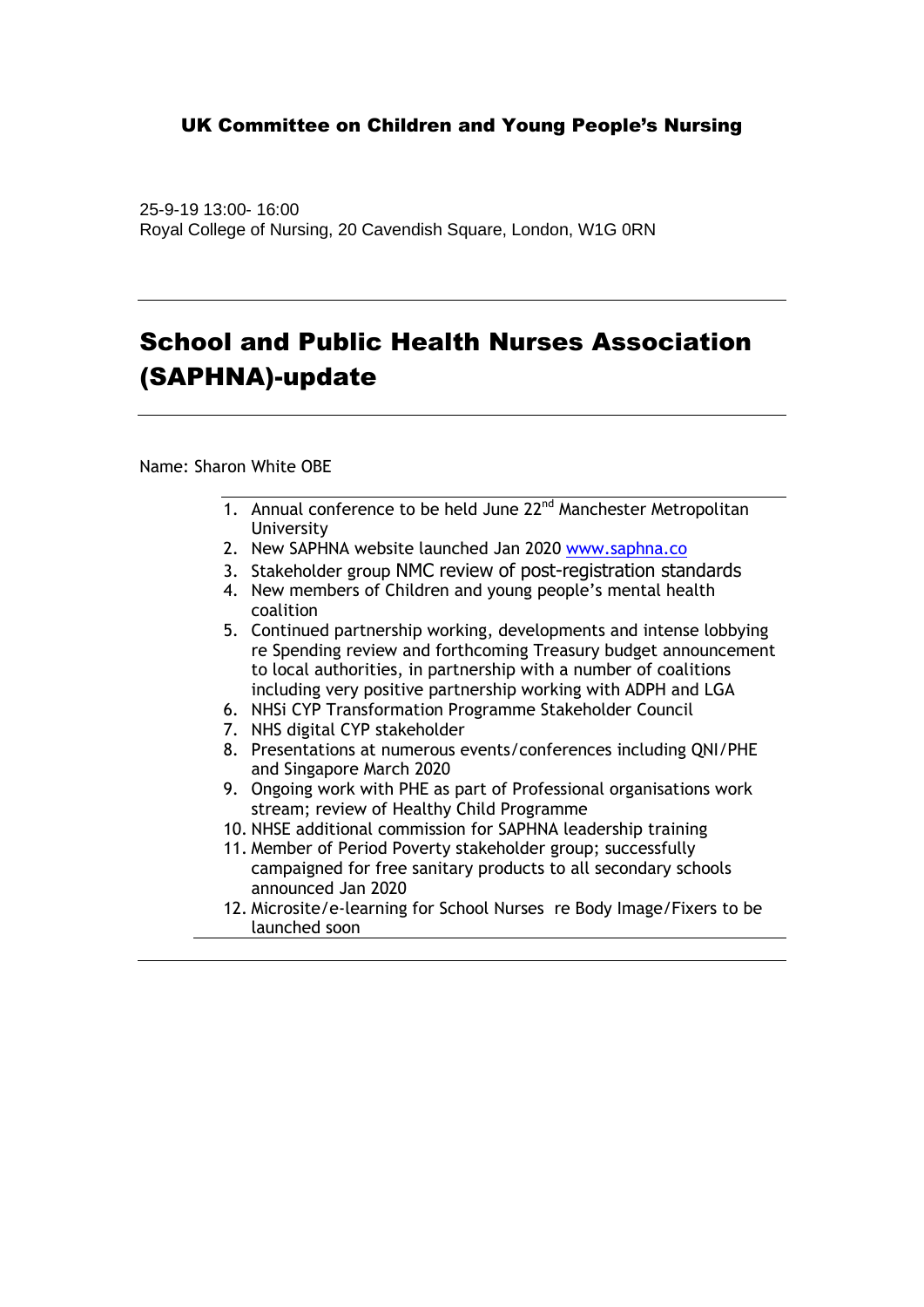## UK Committee on Children and Young People's Nursing

25-9-19 13:00- 16:00
Royal College of Nursing, 20 Cavendish Square, London, W1G 0RN

---

# School and Public Health Nurses Association (SAPHNA)-update

---

Name: Sharon White OBE

1. Annual conference to be held June 22nd Manchester Metropolitan University
2. New SAPHNA website launched Jan 2020 www.saphna.co
3. Stakeholder group NMC review of post-registration standards
4. New members of Children and young people's mental health coalition
5. Continued partnership working, developments and intense lobbying re Spending review and forthcoming Treasury budget announcement to local authorities, in partnership with a number of coalitions including very positive partnership working with ADPH and LGA
6. NHSi CYP Transformation Programme Stakeholder Council
7. NHS digital CYP stakeholder
8. Presentations at numerous events/conferences including QNI/PHE and Singapore March 2020
9. Ongoing work with PHE as part of Professional organisations work stream; review of Healthy Child Programme
10. NHSE additional commission for SAPHNA leadership training
11. Member of Period Poverty stakeholder group; successfully campaigned for free sanitary products to all secondary schools announced Jan 2020
12. Microsite/e-learning for School Nurses re Body Image/Fixers to be launched soon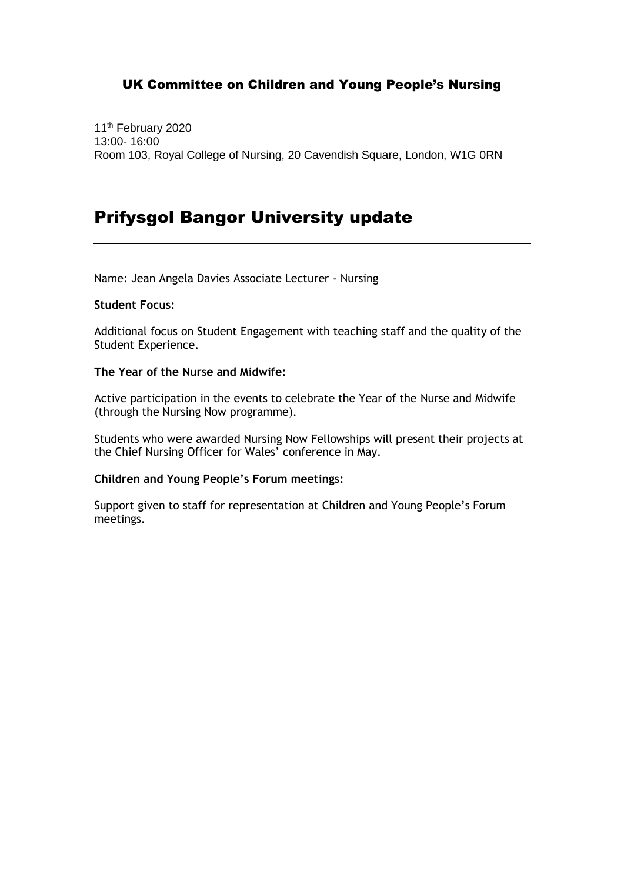UK Committee on Children and Young People's Nursing

11th February 2020
13:00- 16:00
Room 103, Royal College of Nursing, 20 Cavendish Square, London, W1G 0RN

---

# Prifysgol Bangor University update

---

Name: Jean Angela Davies Associate Lecturer - Nursing

**Student Focus:**

Additional focus on Student Engagement with teaching staff and the quality of the Student Experience.

**The Year of the Nurse and Midwife:**

Active participation in the events to celebrate the Year of the Nurse and Midwife (through the Nursing Now programme).

Students who were awarded Nursing Now Fellowships will present their projects at the Chief Nursing Officer for Wales' conference in May.

**Children and Young People's Forum meetings:**

Support given to staff for representation at Children and Young People's Forum meetings.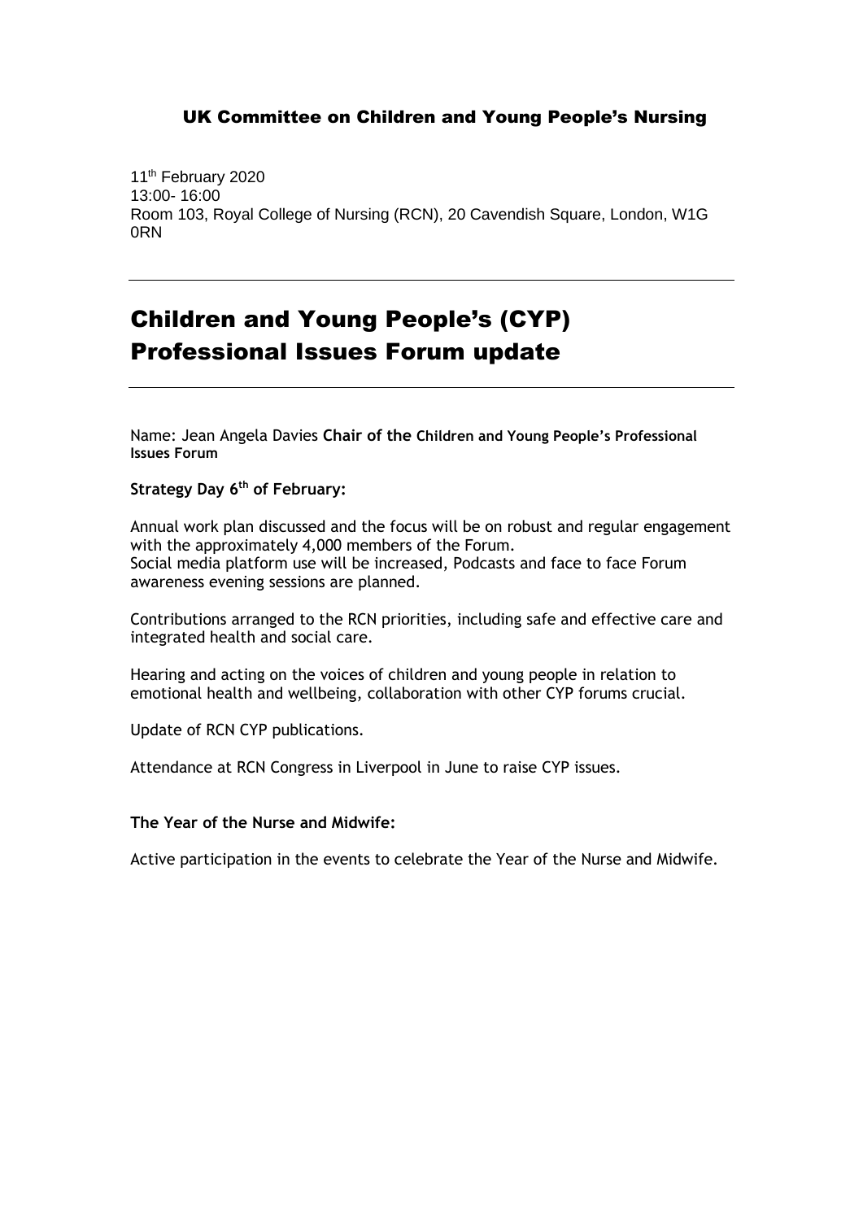## UK Committee on Children and Young People's Nursing

11th February 2020
13:00- 16:00
Room 103, Royal College of Nursing (RCN), 20 Cavendish Square, London, W1G 0RN

---

# Children and Young People's (CYP) Professional Issues Forum update

---

Name: Jean Angela Davies **Chair of the Children and Young People's Professional Issues Forum**

**Strategy Day 6th of February:**

Annual work plan discussed and the focus will be on robust and regular engagement with the approximately 4,000 members of the Forum.
Social media platform use will be increased, Podcasts and face to face Forum awareness evening sessions are planned.

Contributions arranged to the RCN priorities, including safe and effective care and integrated health and social care.

Hearing and acting on the voices of children and young people in relation to emotional health and wellbeing, collaboration with other CYP forums crucial.

Update of RCN CYP publications.

Attendance at RCN Congress in Liverpool in June to raise CYP issues.

**The Year of the Nurse and Midwife:**

Active participation in the events to celebrate the Year of the Nurse and Midwife.